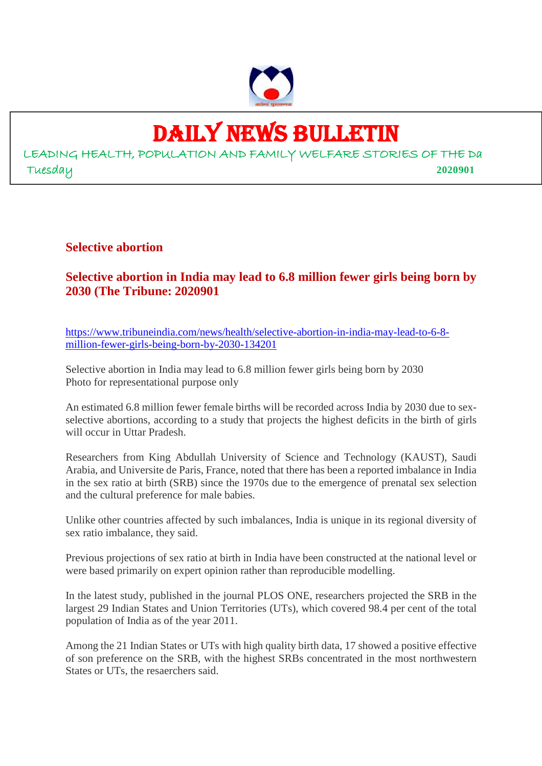# DAILY NEWS BULLETIN

LEADING HEALTH, POPULATION AND FAMILY WELFARE STORIES OF THE Da

Tuesday **2020901**

## Selective abortion

### Selective abortion in India may lead to 6.8 million fewer girls being born by 2030 (The Tribune: 2020901

https://www.tribuneindia.com/news/health/selective-abortion-in-india-may-lead-to-6-8-million-fewer-girls-being-born-by-2030-134201

Selective abortion in India may lead to 6.8 million fewer girls being born by 2030
Photo for representational purpose only

An estimated 6.8 million fewer female births will be recorded across India by 2030 due to sex-selective abortions, according to a study that projects the highest deficits in the birth of girls will occur in Uttar Pradesh.

Researchers from King Abdullah University of Science and Technology (KAUST), Saudi Arabia, and Universite de Paris, France, noted that there has been a reported imbalance in India in the sex ratio at birth (SRB) since the 1970s due to the emergence of prenatal sex selection and the cultural preference for male babies.

Unlike other countries affected by such imbalances, India is unique in its regional diversity of sex ratio imbalance, they said.

Previous projections of sex ratio at birth in India have been constructed at the national level or were based primarily on expert opinion rather than reproducible modelling.

In the latest study, published in the journal PLOS ONE, researchers projected the SRB in the largest 29 Indian States and Union Territories (UTs), which covered 98.4 per cent of the total population of India as of the year 2011.

Among the 21 Indian States or UTs with high quality birth data, 17 showed a positive effective of son preference on the SRB, with the highest SRBs concentrated in the most northwestern States or UTs, the resaerchers said.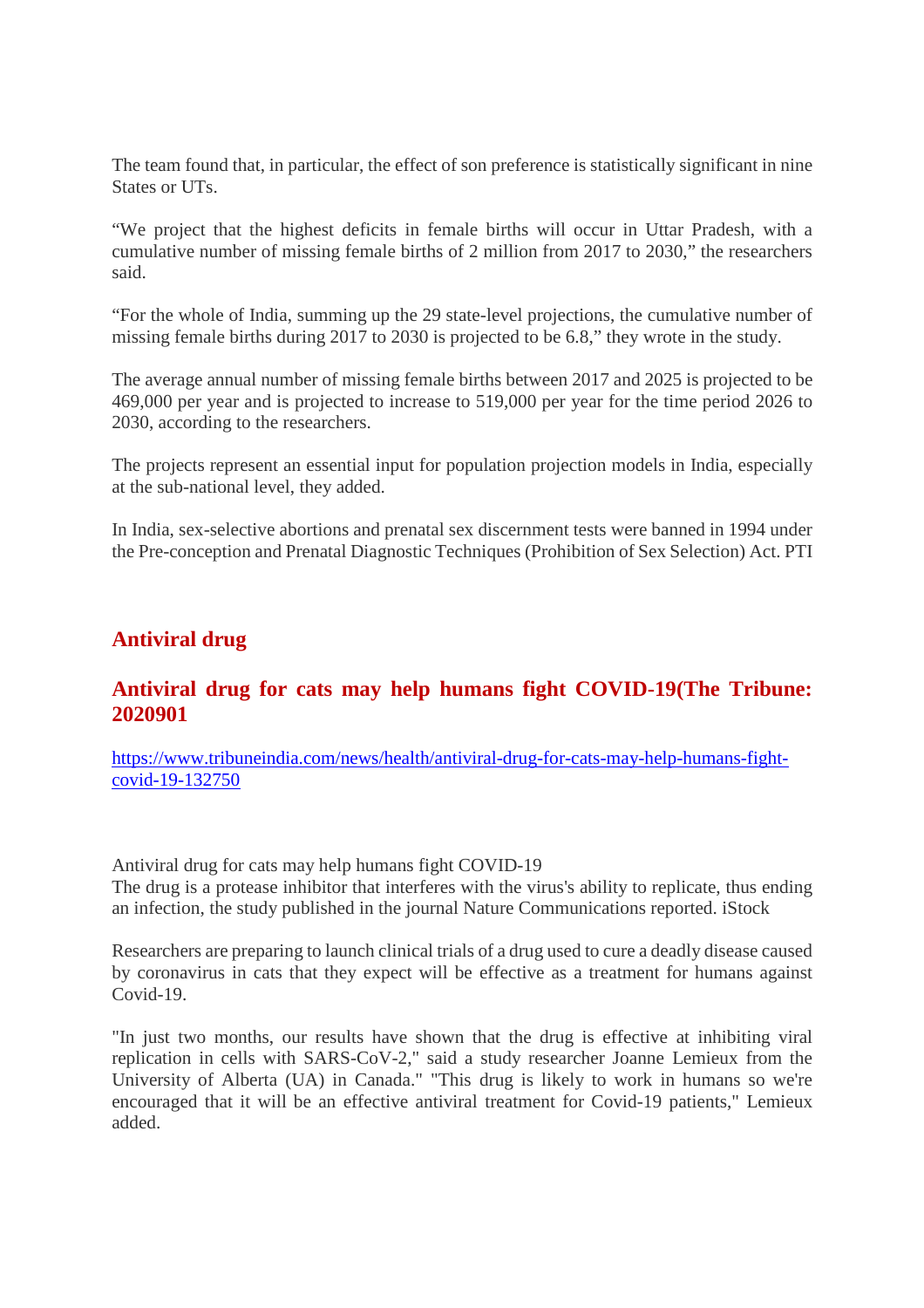The team found that, in particular, the effect of son preference is statistically significant in nine States or UTs.

“We project that the highest deficits in female births will occur in Uttar Pradesh, with a cumulative number of missing female births of 2 million from 2017 to 2030,” the researchers said.

“For the whole of India, summing up the 29 state-level projections, the cumulative number of missing female births during 2017 to 2030 is projected to be 6.8,” they wrote in the study.

The average annual number of missing female births between 2017 and 2025 is projected to be 469,000 per year and is projected to increase to 519,000 per year for the time period 2026 to 2030, according to the researchers.

The projects represent an essential input for population projection models in India, especially at the sub-national level, they added.

In India, sex-selective abortions and prenatal sex discernment tests were banned in 1994 under the Pre-conception and Prenatal Diagnostic Techniques (Prohibition of Sex Selection) Act. PTI

## Antiviral drug

## Antiviral drug for cats may help humans fight COVID-19(The Tribune: 2020901

https://www.tribuneindia.com/news/health/antiviral-drug-for-cats-may-help-humans-fight-covid-19-132750

Antiviral drug for cats may help humans fight COVID-19
The drug is a protease inhibitor that interferes with the virus's ability to replicate, thus ending an infection, the study published in the journal Nature Communications reported. iStock

Researchers are preparing to launch clinical trials of a drug used to cure a deadly disease caused by coronavirus in cats that they expect will be effective as a treatment for humans against Covid-19.

"In just two months, our results have shown that the drug is effective at inhibiting viral replication in cells with SARS-CoV-2," said a study researcher Joanne Lemieux from the University of Alberta (UA) in Canada." "This drug is likely to work in humans so we're encouraged that it will be an effective antiviral treatment for Covid-19 patients," Lemieux added.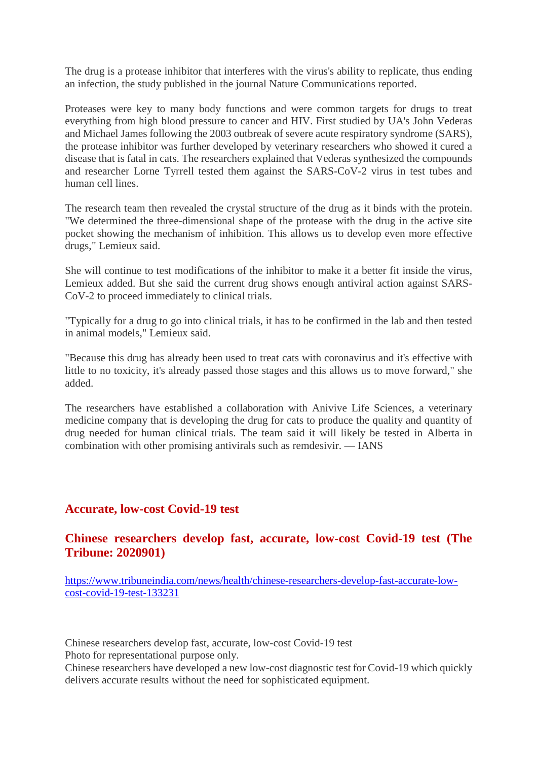The drug is a protease inhibitor that interferes with the virus's ability to replicate, thus ending an infection, the study published in the journal Nature Communications reported.

Proteases were key to many body functions and were common targets for drugs to treat everything from high blood pressure to cancer and HIV. First studied by UA's John Vederas and Michael James following the 2003 outbreak of severe acute respiratory syndrome (SARS), the protease inhibitor was further developed by veterinary researchers who showed it cured a disease that is fatal in cats. The researchers explained that Vederas synthesized the compounds and researcher Lorne Tyrrell tested them against the SARS-CoV-2 virus in test tubes and human cell lines.

The research team then revealed the crystal structure of the drug as it binds with the protein. "We determined the three-dimensional shape of the protease with the drug in the active site pocket showing the mechanism of inhibition. This allows us to develop even more effective drugs," Lemieux said.

She will continue to test modifications of the inhibitor to make it a better fit inside the virus, Lemieux added. But she said the current drug shows enough antiviral action against SARS-CoV-2 to proceed immediately to clinical trials.

"Typically for a drug to go into clinical trials, it has to be confirmed in the lab and then tested in animal models," Lemieux said.

"Because this drug has already been used to treat cats with coronavirus and it's effective with little to no toxicity, it's already passed those stages and this allows us to move forward," she added.

The researchers have established a collaboration with Anivive Life Sciences, a veterinary medicine company that is developing the drug for cats to produce the quality and quantity of drug needed for human clinical trials. The team said it will likely be tested in Alberta in combination with other promising antivirals such as remdesivir. — IANS

## Accurate, low-cost Covid-19 test

## Chinese researchers develop fast, accurate, low-cost Covid-19 test (The Tribune: 2020901)

https://www.tribuneindia.com/news/health/chinese-researchers-develop-fast-accurate-low-cost-covid-19-test-133231

Chinese researchers develop fast, accurate, low-cost Covid-19 test
Photo for representational purpose only.
Chinese researchers have developed a new low-cost diagnostic test for Covid-19 which quickly delivers accurate results without the need for sophisticated equipment.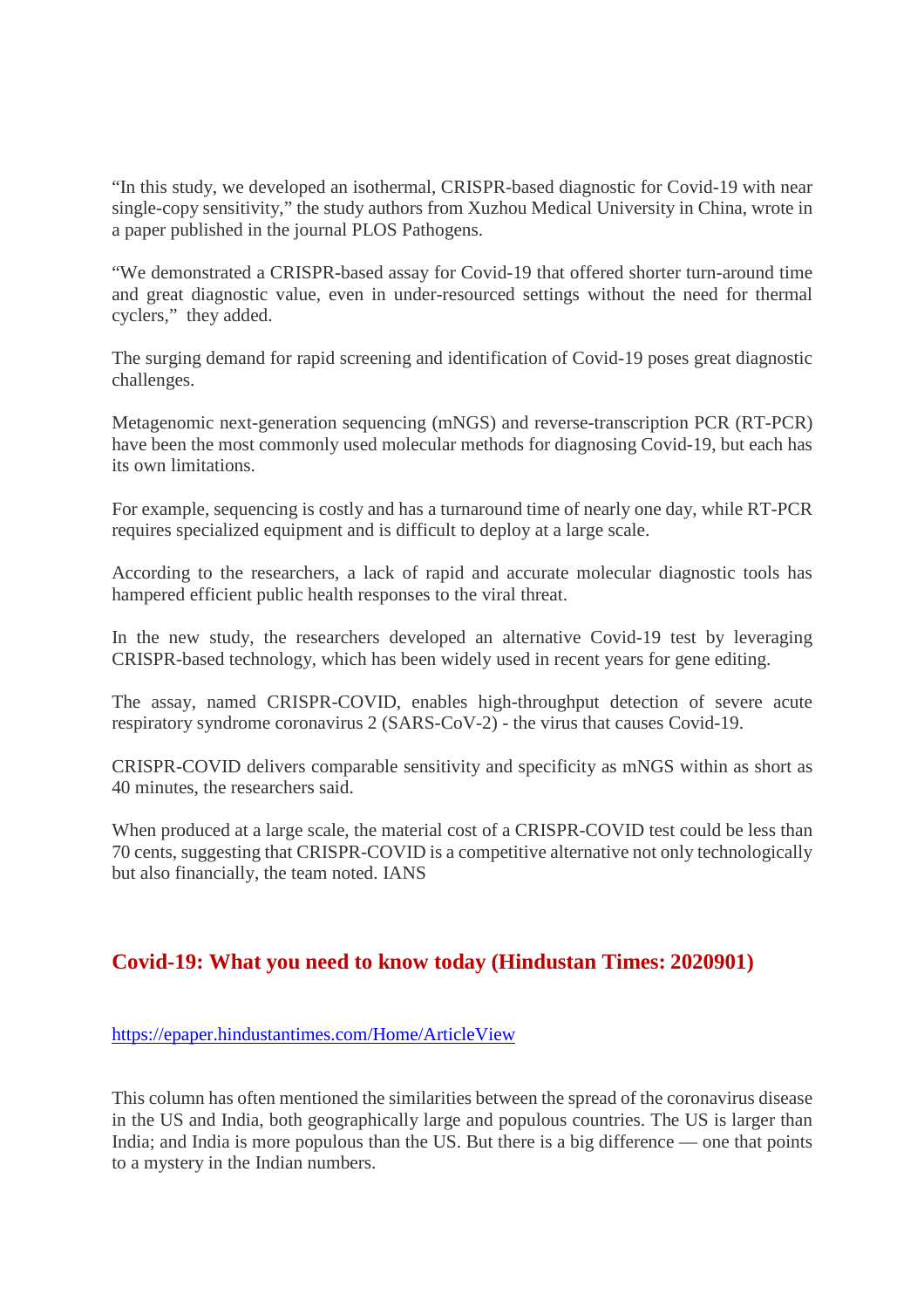"In this study, we developed an isothermal, CRISPR-based diagnostic for Covid-19 with near single-copy sensitivity," the study authors from Xuzhou Medical University in China, wrote in a paper published in the journal PLOS Pathogens.

"We demonstrated a CRISPR-based assay for Covid-19 that offered shorter turn-around time and great diagnostic value, even in under-resourced settings without the need for thermal cyclers," they added.

The surging demand for rapid screening and identification of Covid-19 poses great diagnostic challenges.

Metagenomic next-generation sequencing (mNGS) and reverse-transcription PCR (RT-PCR) have been the most commonly used molecular methods for diagnosing Covid-19, but each has its own limitations.

For example, sequencing is costly and has a turnaround time of nearly one day, while RT-PCR requires specialized equipment and is difficult to deploy at a large scale.

According to the researchers, a lack of rapid and accurate molecular diagnostic tools has hampered efficient public health responses to the viral threat.

In the new study, the researchers developed an alternative Covid-19 test by leveraging CRISPR-based technology, which has been widely used in recent years for gene editing.

The assay, named CRISPR-COVID, enables high-throughput detection of severe acute respiratory syndrome coronavirus 2 (SARS-CoV-2) - the virus that causes Covid-19.

CRISPR-COVID delivers comparable sensitivity and specificity as mNGS within as short as 40 minutes, the researchers said.

When produced at a large scale, the material cost of a CRISPR-COVID test could be less than 70 cents, suggesting that CRISPR-COVID is a competitive alternative not only technologically but also financially, the team noted. IANS

## Covid-19: What you need to know today (Hindustan Times: 2020901)

https://epaper.hindustantimes.com/Home/ArticleView

This column has often mentioned the similarities between the spread of the coronavirus disease in the US and India, both geographically large and populous countries. The US is larger than India; and India is more populous than the US. But there is a big difference — one that points to a mystery in the Indian numbers.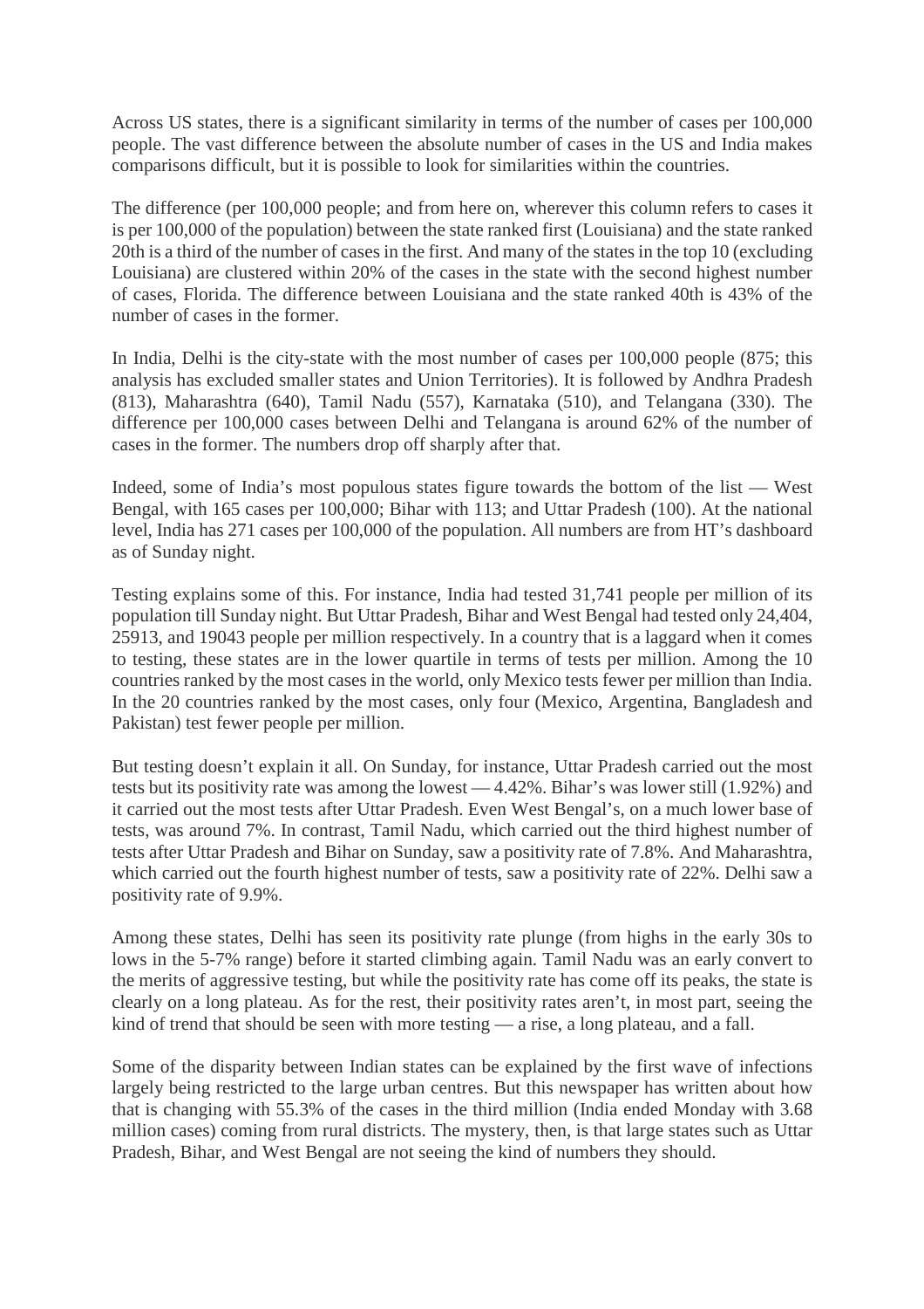Across US states, there is a significant similarity in terms of the number of cases per 100,000 people. The vast difference between the absolute number of cases in the US and India makes comparisons difficult, but it is possible to look for similarities within the countries.

The difference (per 100,000 people; and from here on, wherever this column refers to cases it is per 100,000 of the population) between the state ranked first (Louisiana) and the state ranked 20th is a third of the number of cases in the first. And many of the states in the top 10 (excluding Louisiana) are clustered within 20% of the cases in the state with the second highest number of cases, Florida. The difference between Louisiana and the state ranked 40th is 43% of the number of cases in the former.

In India, Delhi is the city-state with the most number of cases per 100,000 people (875; this analysis has excluded smaller states and Union Territories). It is followed by Andhra Pradesh (813), Maharashtra (640), Tamil Nadu (557), Karnataka (510), and Telangana (330). The difference per 100,000 cases between Delhi and Telangana is around 62% of the number of cases in the former. The numbers drop off sharply after that.

Indeed, some of India's most populous states figure towards the bottom of the list — West Bengal, with 165 cases per 100,000; Bihar with 113; and Uttar Pradesh (100). At the national level, India has 271 cases per 100,000 of the population. All numbers are from HT's dashboard as of Sunday night.

Testing explains some of this. For instance, India had tested 31,741 people per million of its population till Sunday night. But Uttar Pradesh, Bihar and West Bengal had tested only 24,404, 25913, and 19043 people per million respectively. In a country that is a laggard when it comes to testing, these states are in the lower quartile in terms of tests per million. Among the 10 countries ranked by the most cases in the world, only Mexico tests fewer per million than India. In the 20 countries ranked by the most cases, only four (Mexico, Argentina, Bangladesh and Pakistan) test fewer people per million.

But testing doesn't explain it all. On Sunday, for instance, Uttar Pradesh carried out the most tests but its positivity rate was among the lowest — 4.42%. Bihar's was lower still (1.92%) and it carried out the most tests after Uttar Pradesh. Even West Bengal's, on a much lower base of tests, was around 7%. In contrast, Tamil Nadu, which carried out the third highest number of tests after Uttar Pradesh and Bihar on Sunday, saw a positivity rate of 7.8%. And Maharashtra, which carried out the fourth highest number of tests, saw a positivity rate of 22%. Delhi saw a positivity rate of 9.9%.

Among these states, Delhi has seen its positivity rate plunge (from highs in the early 30s to lows in the 5-7% range) before it started climbing again. Tamil Nadu was an early convert to the merits of aggressive testing, but while the positivity rate has come off its peaks, the state is clearly on a long plateau. As for the rest, their positivity rates aren't, in most part, seeing the kind of trend that should be seen with more testing — a rise, a long plateau, and a fall.

Some of the disparity between Indian states can be explained by the first wave of infections largely being restricted to the large urban centres. But this newspaper has written about how that is changing with 55.3% of the cases in the third million (India ended Monday with 3.68 million cases) coming from rural districts. The mystery, then, is that large states such as Uttar Pradesh, Bihar, and West Bengal are not seeing the kind of numbers they should.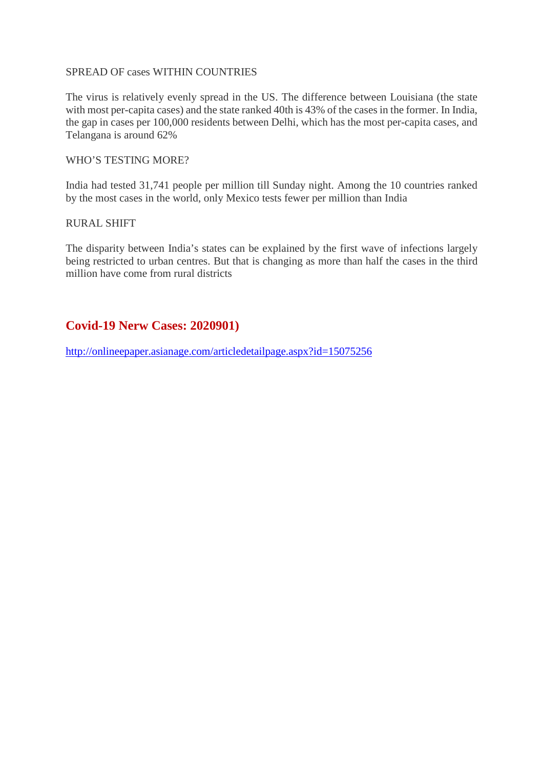SPREAD OF cases WITHIN COUNTRIES

The virus is relatively evenly spread in the US. The difference between Louisiana (the state with most per-capita cases) and the state ranked 40th is 43% of the cases in the former. In India, the gap in cases per 100,000 residents between Delhi, which has the most per-capita cases, and Telangana is around 62%

WHO'S TESTING MORE?

India had tested 31,741 people per million till Sunday night. Among the 10 countries ranked by the most cases in the world, only Mexico tests fewer per million than India

RURAL SHIFT

The disparity between India's states can be explained by the first wave of infections largely being restricted to urban centres. But that is changing as more than half the cases in the third million have come from rural districts

## Covid-19 Nerw Cases: 2020901)

http://onlineepaper.asianage.com/articledetailpage.aspx?id=15075256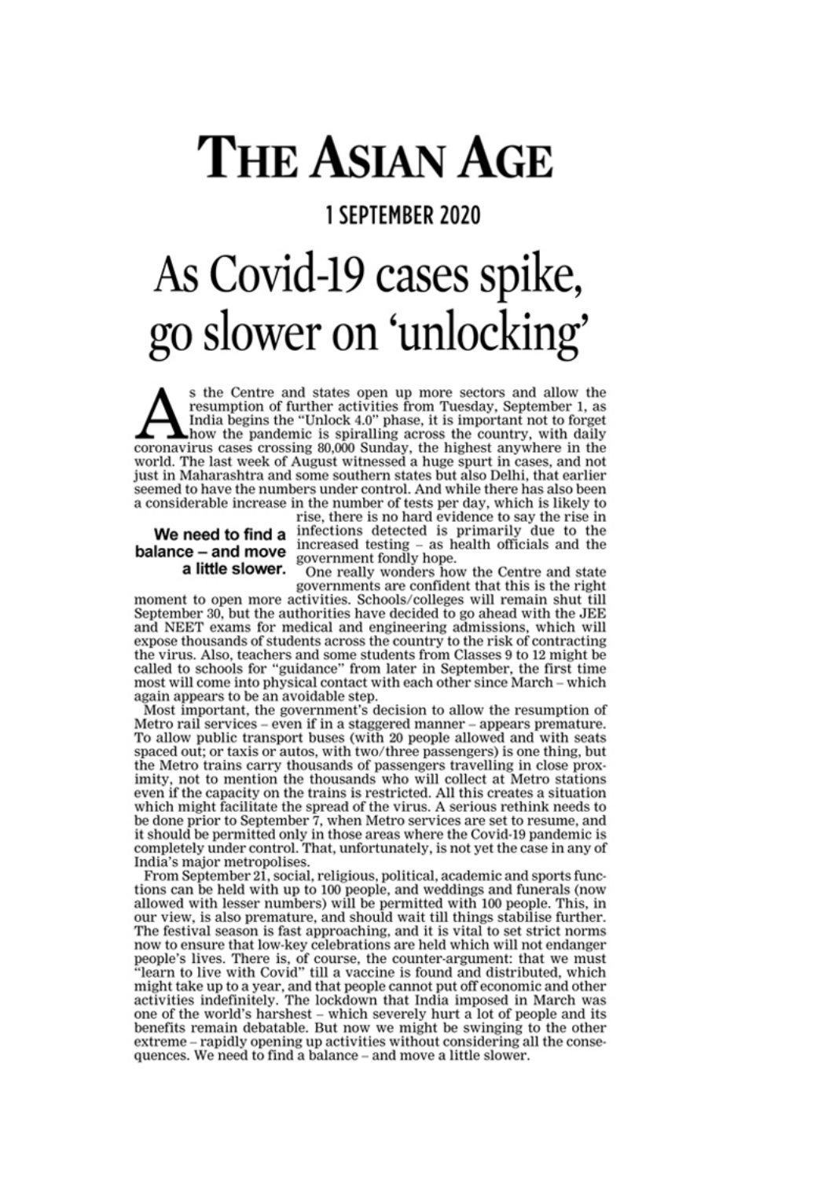# THE ASIAN AGE

**1 SEPTEMBER 2020**

# As Covid-19 cases spike, go slower on 'unlocking'

As the Centre and states open up more sectors and allow the resumption of further activities from Tuesday, September 1, as India begins the "Unlock 4.0" phase, it is important not to forget how the pandemic is spiralling across the country, with daily coronavirus cases crossing 80,000 Sunday, the highest anywhere in the world. The last week of August witnessed a huge spurt in cases, and not just in Maharashtra and some southern states but also Delhi, that earlier seemed to have the numbers under control. And while there has also been a considerable increase in the number of tests per day, which is likely to rise, there is no hard evidence to say the rise in infections detected is primarily due to the increased testing – as health officials and the government fondly hope.

**We need to find a balance – and move a little slower.**

One really wonders how the Centre and state governments are confident that this is the right moment to open more activities. Schools/colleges will remain shut till September 30, but the authorities have decided to go ahead with the JEE and NEET exams for medical and engineering admissions, which will expose thousands of students across the country to the risk of contracting the virus. Also, teachers and some students from Classes 9 to 12 might be called to schools for "guidance" from later in September, the first time most will come into physical contact with each other since March – which again appears to be an avoidable step.

Most important, the government's decision to allow the resumption of Metro rail services – even if in a staggered manner – appears premature. To allow public transport buses (with 20 people allowed and with seats spaced out; or taxis or autos, with two/three passengers) is one thing, but the Metro trains carry thousands of passengers travelling in close proximity, not to mention the thousands who will collect at Metro stations even if the capacity on the trains is restricted. All this creates a situation which might facilitate the spread of the virus. A serious rethink needs to be done prior to September 7, when Metro services are set to resume, and it should be permitted only in those areas where the Covid-19 pandemic is completely under control. That, unfortunately, is not yet the case in any of India's major metropolises.

From September 21, social, religious, political, academic and sports functions can be held with up to 100 people, and weddings and funerals (now allowed with lesser numbers) will be permitted with 100 people. This, in our view, is also premature, and should wait till things stabilise further. The festival season is fast approaching, and it is vital to set strict norms now to ensure that low-key celebrations are held which will not endanger people's lives. There is, of course, the counter-argument: that we must "learn to live with Covid" till a vaccine is found and distributed, which might take up to a year, and that people cannot put off economic and other activities indefinitely. The lockdown that India imposed in March was one of the world's harshest – which severely hurt a lot of people and its benefits remain debatable. But now we might be swinging to the other extreme – rapidly opening up activities without considering all the consequences. We need to find a balance – and move a little slower.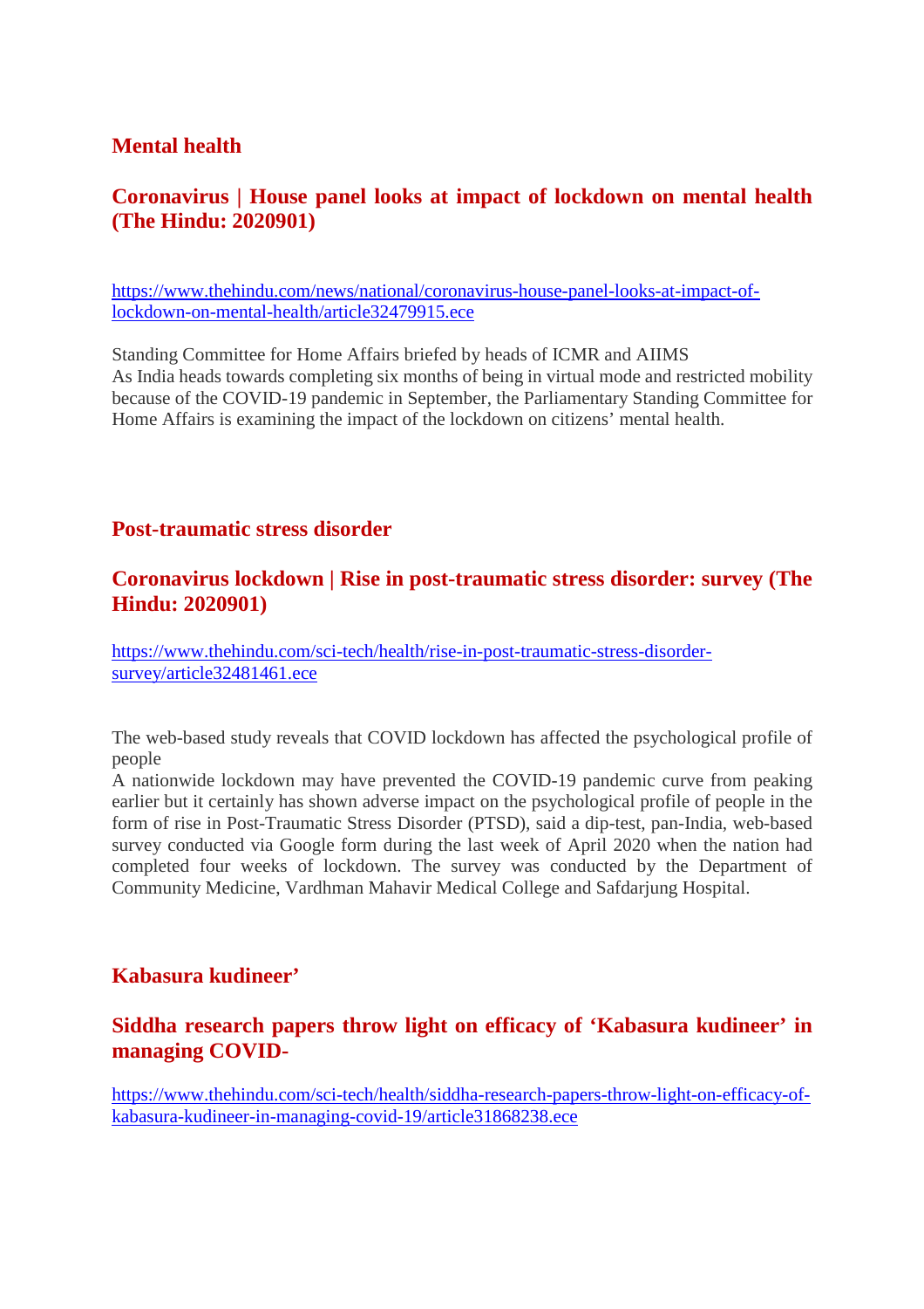## Mental health

### Coronavirus | House panel looks at impact of lockdown on mental health (The Hindu: 2020901)

https://www.thehindu.com/news/national/coronavirus-house-panel-looks-at-impact-of-lockdown-on-mental-health/article32479915.ece

Standing Committee for Home Affairs briefed by heads of ICMR and AIIMS
As India heads towards completing six months of being in virtual mode and restricted mobility because of the COVID-19 pandemic in September, the Parliamentary Standing Committee for Home Affairs is examining the impact of the lockdown on citizens' mental health.

## Post-traumatic stress disorder

### Coronavirus lockdown | Rise in post-traumatic stress disorder: survey (The Hindu: 2020901)

https://www.thehindu.com/sci-tech/health/rise-in-post-traumatic-stress-disorder-survey/article32481461.ece

The web-based study reveals that COVID lockdown has affected the psychological profile of people
A nationwide lockdown may have prevented the COVID-19 pandemic curve from peaking earlier but it certainly has shown adverse impact on the psychological profile of people in the form of rise in Post-Traumatic Stress Disorder (PTSD), said a dip-test, pan-India, web-based survey conducted via Google form during the last week of April 2020 when the nation had completed four weeks of lockdown. The survey was conducted by the Department of Community Medicine, Vardhman Mahavir Medical College and Safdarjung Hospital.

## Kabasura kudineer'

### Siddha research papers throw light on efficacy of 'Kabasura kudineer' in managing COVID-

https://www.thehindu.com/sci-tech/health/siddha-research-papers-throw-light-on-efficacy-of-kabasura-kudineer-in-managing-covid-19/article31868238.ece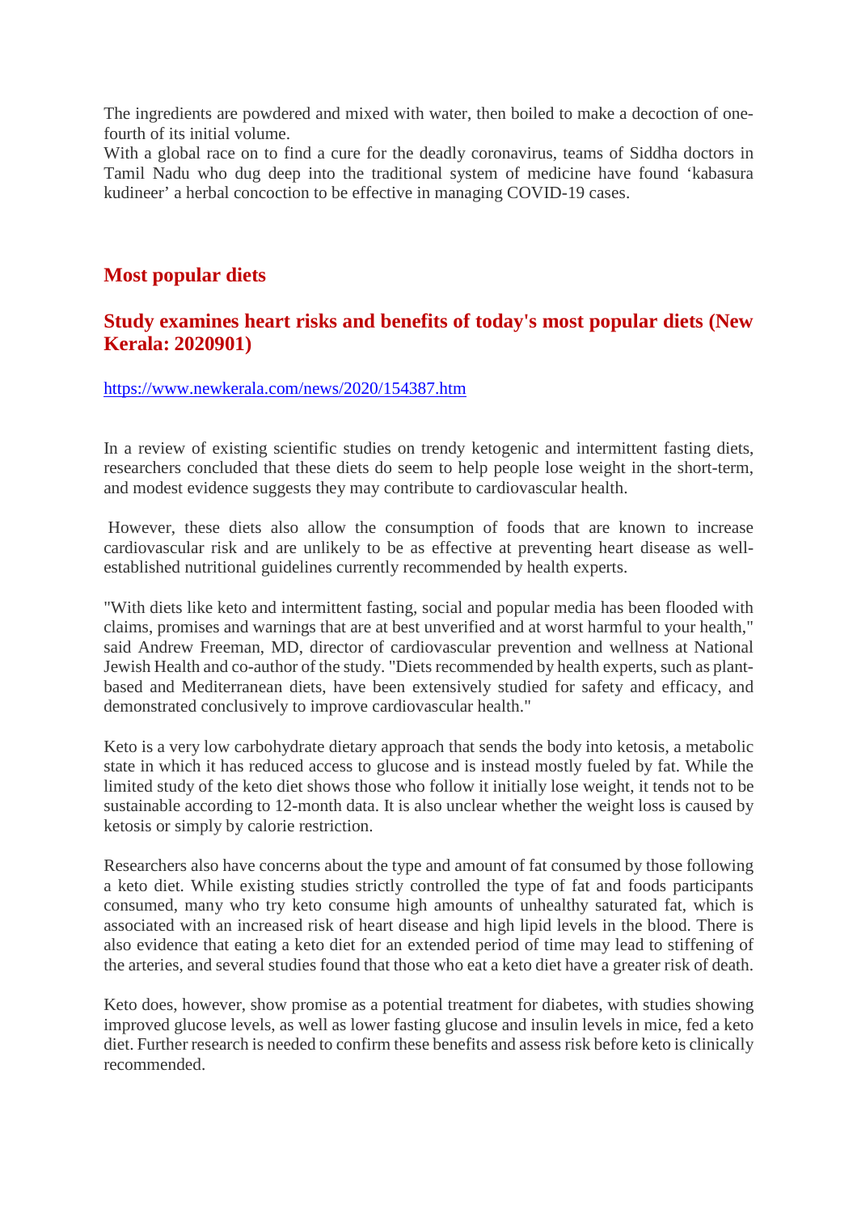The ingredients are powdered and mixed with water, then boiled to make a decoction of one-fourth of its initial volume.
With a global race on to find a cure for the deadly coronavirus, teams of Siddha doctors in Tamil Nadu who dug deep into the traditional system of medicine have found 'kabasura kudineer' a herbal concoction to be effective in managing COVID-19 cases.

## Most popular diets

### Study examines heart risks and benefits of today's most popular diets (New Kerala: 2020901)

https://www.newkerala.com/news/2020/154387.htm

In a review of existing scientific studies on trendy ketogenic and intermittent fasting diets, researchers concluded that these diets do seem to help people lose weight in the short-term, and modest evidence suggests they may contribute to cardiovascular health.

However, these diets also allow the consumption of foods that are known to increase cardiovascular risk and are unlikely to be as effective at preventing heart disease as well-established nutritional guidelines currently recommended by health experts.

"With diets like keto and intermittent fasting, social and popular media has been flooded with claims, promises and warnings that are at best unverified and at worst harmful to your health," said Andrew Freeman, MD, director of cardiovascular prevention and wellness at National Jewish Health and co-author of the study. "Diets recommended by health experts, such as plant-based and Mediterranean diets, have been extensively studied for safety and efficacy, and demonstrated conclusively to improve cardiovascular health."

Keto is a very low carbohydrate dietary approach that sends the body into ketosis, a metabolic state in which it has reduced access to glucose and is instead mostly fueled by fat. While the limited study of the keto diet shows those who follow it initially lose weight, it tends not to be sustainable according to 12-month data. It is also unclear whether the weight loss is caused by ketosis or simply by calorie restriction.

Researchers also have concerns about the type and amount of fat consumed by those following a keto diet. While existing studies strictly controlled the type of fat and foods participants consumed, many who try keto consume high amounts of unhealthy saturated fat, which is associated with an increased risk of heart disease and high lipid levels in the blood. There is also evidence that eating a keto diet for an extended period of time may lead to stiffening of the arteries, and several studies found that those who eat a keto diet have a greater risk of death.

Keto does, however, show promise as a potential treatment for diabetes, with studies showing improved glucose levels, as well as lower fasting glucose and insulin levels in mice, fed a keto diet. Further research is needed to confirm these benefits and assess risk before keto is clinically recommended.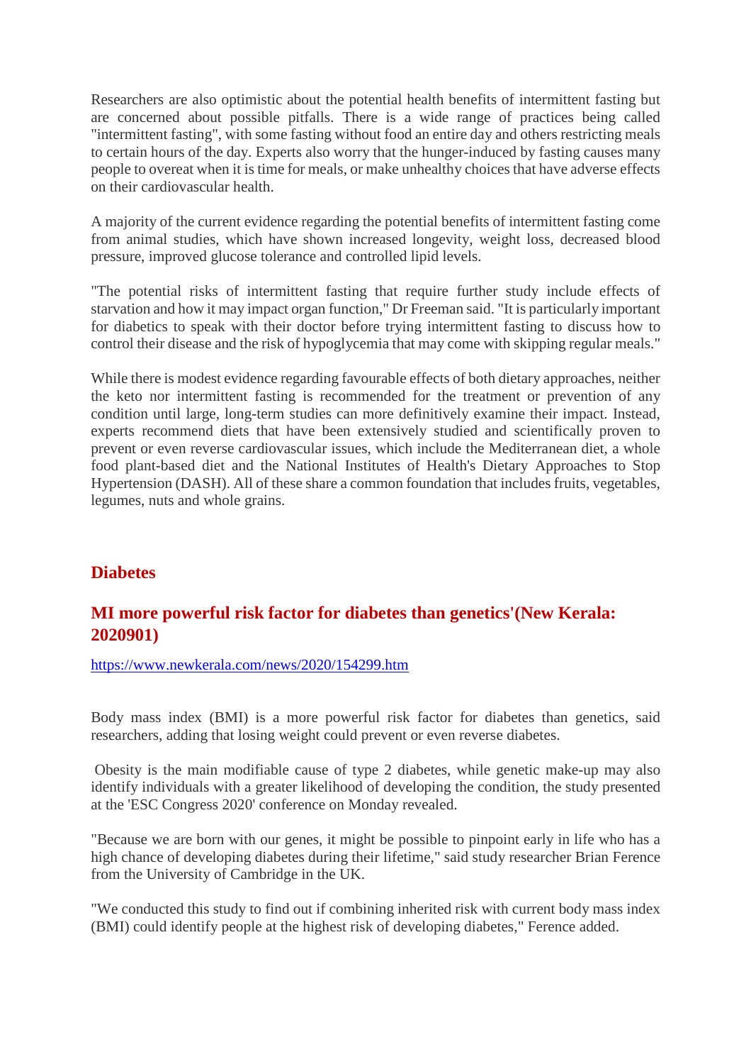Researchers are also optimistic about the potential health benefits of intermittent fasting but are concerned about possible pitfalls. There is a wide range of practices being called "intermittent fasting", with some fasting without food an entire day and others restricting meals to certain hours of the day. Experts also worry that the hunger-induced by fasting causes many people to overeat when it is time for meals, or make unhealthy choices that have adverse effects on their cardiovascular health.

A majority of the current evidence regarding the potential benefits of intermittent fasting come from animal studies, which have shown increased longevity, weight loss, decreased blood pressure, improved glucose tolerance and controlled lipid levels.

"The potential risks of intermittent fasting that require further study include effects of starvation and how it may impact organ function," Dr Freeman said. "It is particularly important for diabetics to speak with their doctor before trying intermittent fasting to discuss how to control their disease and the risk of hypoglycemia that may come with skipping regular meals."

While there is modest evidence regarding favourable effects of both dietary approaches, neither the keto nor intermittent fasting is recommended for the treatment or prevention of any condition until large, long-term studies can more definitively examine their impact. Instead, experts recommend diets that have been extensively studied and scientifically proven to prevent or even reverse cardiovascular issues, which include the Mediterranean diet, a whole food plant-based diet and the National Institutes of Health's Dietary Approaches to Stop Hypertension (DASH). All of these share a common foundation that includes fruits, vegetables, legumes, nuts and whole grains.

## Diabetes

### MI more powerful risk factor for diabetes than genetics'(New Kerala: 2020901)

https://www.newkerala.com/news/2020/154299.htm

Body mass index (BMI) is a more powerful risk factor for diabetes than genetics, said researchers, adding that losing weight could prevent or even reverse diabetes.

Obesity is the main modifiable cause of type 2 diabetes, while genetic make-up may also identify individuals with a greater likelihood of developing the condition, the study presented at the 'ESC Congress 2020' conference on Monday revealed.

"Because we are born with our genes, it might be possible to pinpoint early in life who has a high chance of developing diabetes during their lifetime," said study researcher Brian Ference from the University of Cambridge in the UK.

"We conducted this study to find out if combining inherited risk with current body mass index (BMI) could identify people at the highest risk of developing diabetes," Ference added.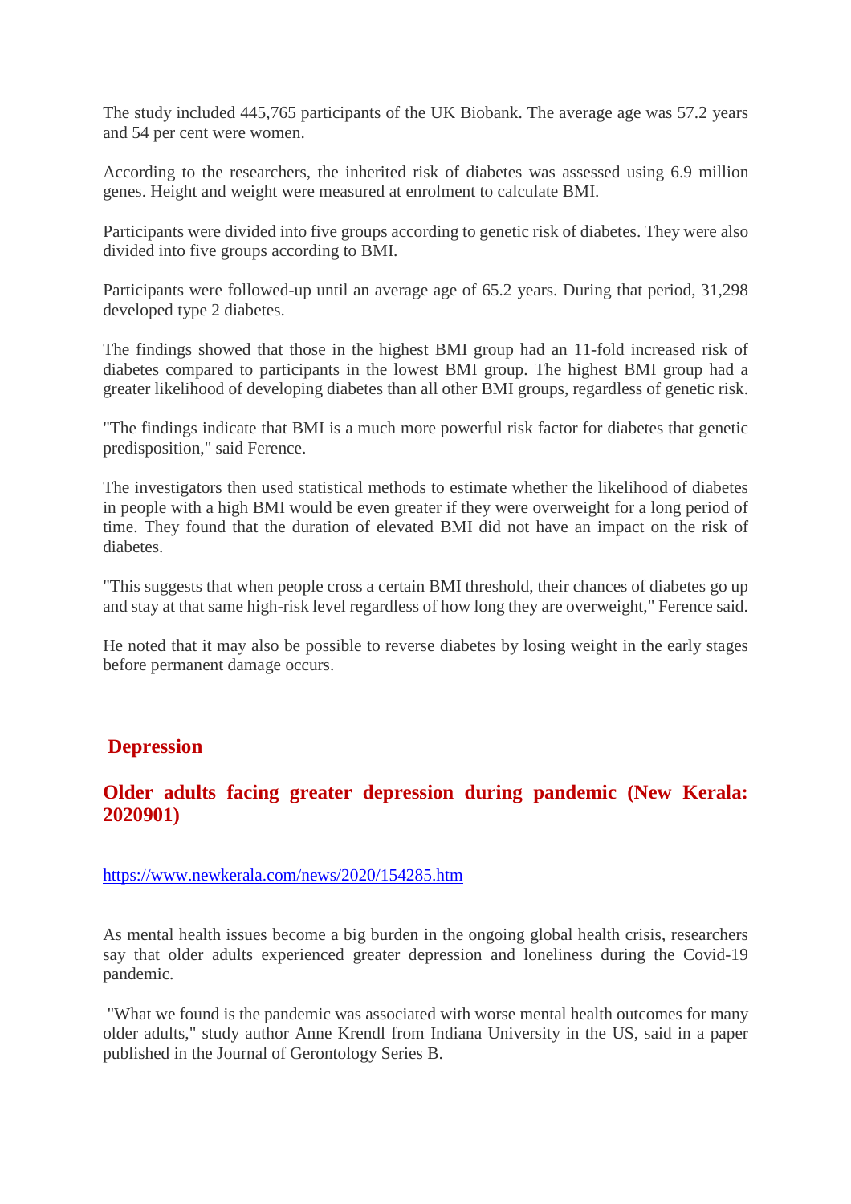The study included 445,765 participants of the UK Biobank. The average age was 57.2 years and 54 per cent were women.

According to the researchers, the inherited risk of diabetes was assessed using 6.9 million genes. Height and weight were measured at enrolment to calculate BMI.

Participants were divided into five groups according to genetic risk of diabetes. They were also divided into five groups according to BMI.

Participants were followed-up until an average age of 65.2 years. During that period, 31,298 developed type 2 diabetes.

The findings showed that those in the highest BMI group had an 11-fold increased risk of diabetes compared to participants in the lowest BMI group. The highest BMI group had a greater likelihood of developing diabetes than all other BMI groups, regardless of genetic risk.

"The findings indicate that BMI is a much more powerful risk factor for diabetes that genetic predisposition," said Ference.

The investigators then used statistical methods to estimate whether the likelihood of diabetes in people with a high BMI would be even greater if they were overweight for a long period of time. They found that the duration of elevated BMI did not have an impact on the risk of diabetes.

"This suggests that when people cross a certain BMI threshold, their chances of diabetes go up and stay at that same high-risk level regardless of how long they are overweight," Ference said.

He noted that it may also be possible to reverse diabetes by losing weight in the early stages before permanent damage occurs.

## Depression

### Older adults facing greater depression during pandemic (New Kerala: 2020901)

https://www.newkerala.com/news/2020/154285.htm

As mental health issues become a big burden in the ongoing global health crisis, researchers say that older adults experienced greater depression and loneliness during the Covid-19 pandemic.

"What we found is the pandemic was associated with worse mental health outcomes for many older adults," study author Anne Krendl from Indiana University in the US, said in a paper published in the Journal of Gerontology Series B.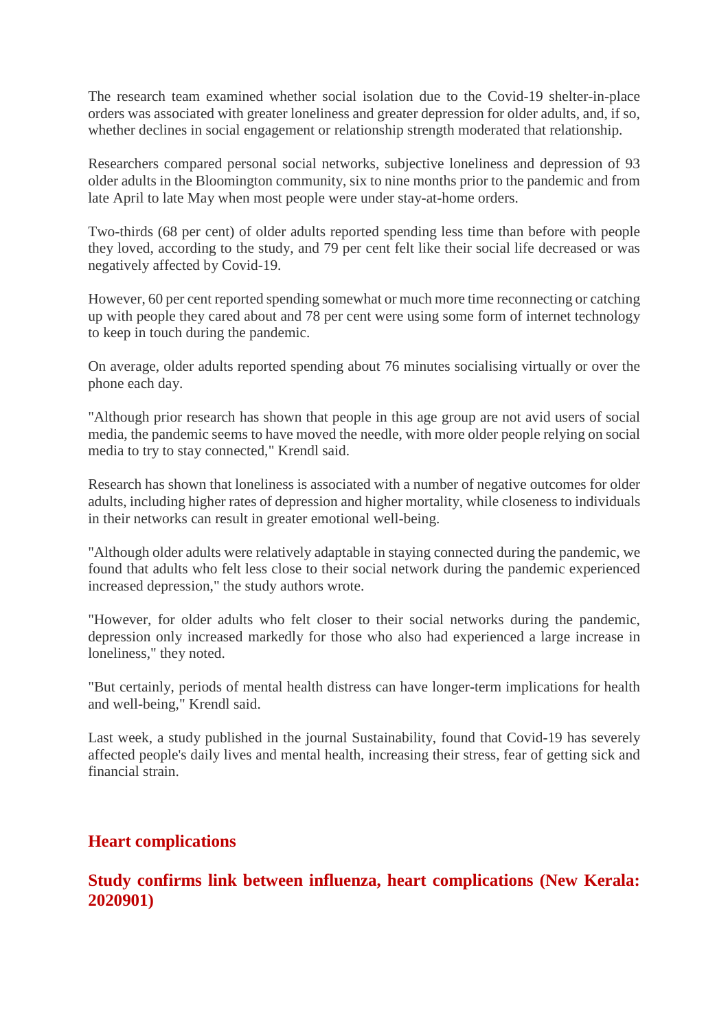The research team examined whether social isolation due to the Covid-19 shelter-in-place orders was associated with greater loneliness and greater depression for older adults, and, if so, whether declines in social engagement or relationship strength moderated that relationship.

Researchers compared personal social networks, subjective loneliness and depression of 93 older adults in the Bloomington community, six to nine months prior to the pandemic and from late April to late May when most people were under stay-at-home orders.

Two-thirds (68 per cent) of older adults reported spending less time than before with people they loved, according to the study, and 79 per cent felt like their social life decreased or was negatively affected by Covid-19.

However, 60 per cent reported spending somewhat or much more time reconnecting or catching up with people they cared about and 78 per cent were using some form of internet technology to keep in touch during the pandemic.

On average, older adults reported spending about 76 minutes socialising virtually or over the phone each day.

"Although prior research has shown that people in this age group are not avid users of social media, the pandemic seems to have moved the needle, with more older people relying on social media to try to stay connected," Krendl said.

Research has shown that loneliness is associated with a number of negative outcomes for older adults, including higher rates of depression and higher mortality, while closeness to individuals in their networks can result in greater emotional well-being.

"Although older adults were relatively adaptable in staying connected during the pandemic, we found that adults who felt less close to their social network during the pandemic experienced increased depression," the study authors wrote.

"However, for older adults who felt closer to their social networks during the pandemic, depression only increased markedly for those who also had experienced a large increase in loneliness," they noted.

"But certainly, periods of mental health distress can have longer-term implications for health and well-being," Krendl said.

Last week, a study published in the journal Sustainability, found that Covid-19 has severely affected people's daily lives and mental health, increasing their stress, fear of getting sick and financial strain.

## Heart complications

### Study confirms link between influenza, heart complications (New Kerala: 2020901)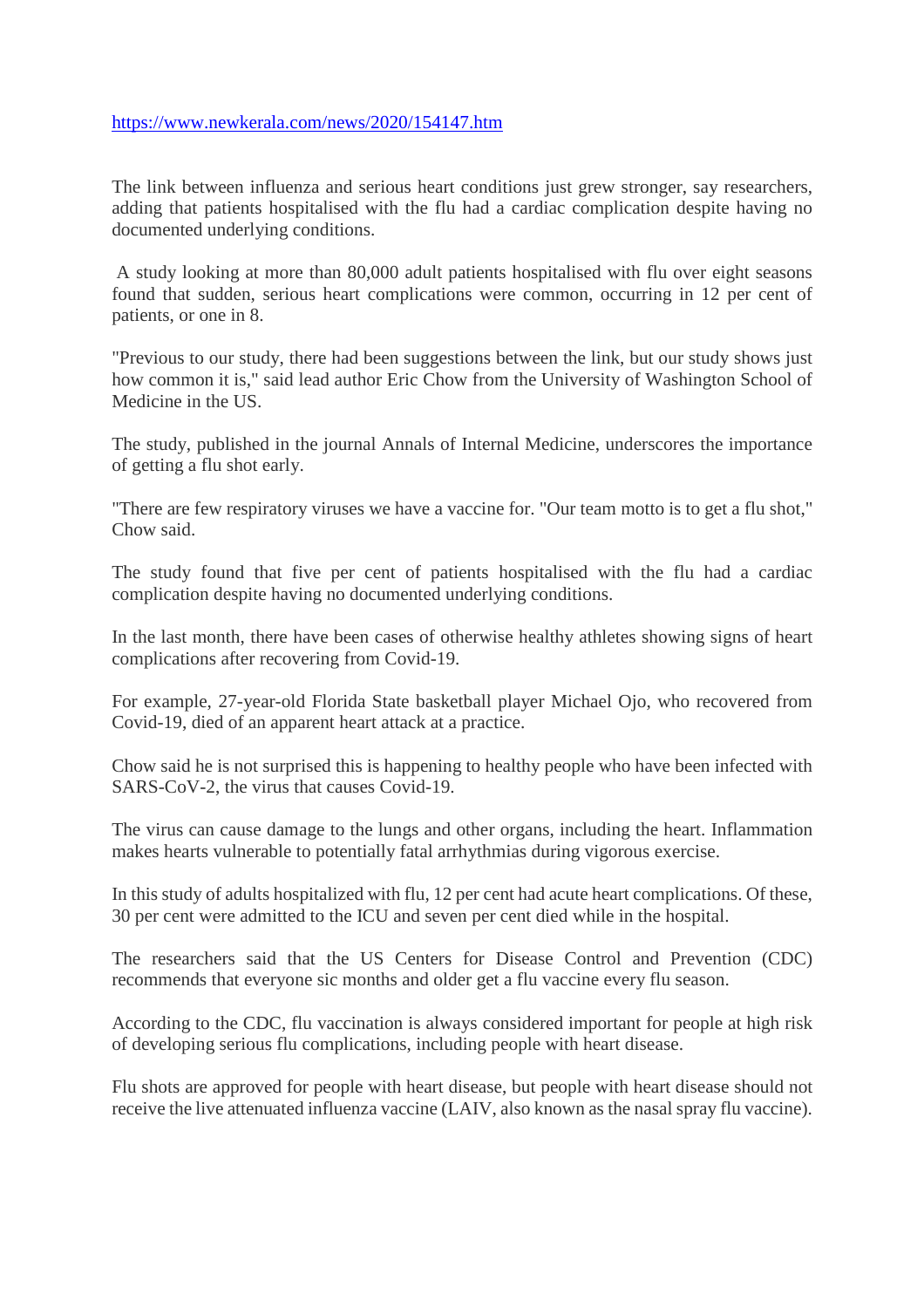https://www.newkerala.com/news/2020/154147.htm

The link between influenza and serious heart conditions just grew stronger, say researchers, adding that patients hospitalised with the flu had a cardiac complication despite having no documented underlying conditions.

A study looking at more than 80,000 adult patients hospitalised with flu over eight seasons found that sudden, serious heart complications were common, occurring in 12 per cent of patients, or one in 8.

"Previous to our study, there had been suggestions between the link, but our study shows just how common it is," said lead author Eric Chow from the University of Washington School of Medicine in the US.

The study, published in the journal Annals of Internal Medicine, underscores the importance of getting a flu shot early.

"There are few respiratory viruses we have a vaccine for. "Our team motto is to get a flu shot," Chow said.

The study found that five per cent of patients hospitalised with the flu had a cardiac complication despite having no documented underlying conditions.

In the last month, there have been cases of otherwise healthy athletes showing signs of heart complications after recovering from Covid-19.

For example, 27-year-old Florida State basketball player Michael Ojo, who recovered from Covid-19, died of an apparent heart attack at a practice.

Chow said he is not surprised this is happening to healthy people who have been infected with SARS-CoV-2, the virus that causes Covid-19.

The virus can cause damage to the lungs and other organs, including the heart. Inflammation makes hearts vulnerable to potentially fatal arrhythmias during vigorous exercise.

In this study of adults hospitalized with flu, 12 per cent had acute heart complications. Of these, 30 per cent were admitted to the ICU and seven per cent died while in the hospital.

The researchers said that the US Centers for Disease Control and Prevention (CDC) recommends that everyone sic months and older get a flu vaccine every flu season.

According to the CDC, flu vaccination is always considered important for people at high risk of developing serious flu complications, including people with heart disease.

Flu shots are approved for people with heart disease, but people with heart disease should not receive the live attenuated influenza vaccine (LAIV, also known as the nasal spray flu vaccine).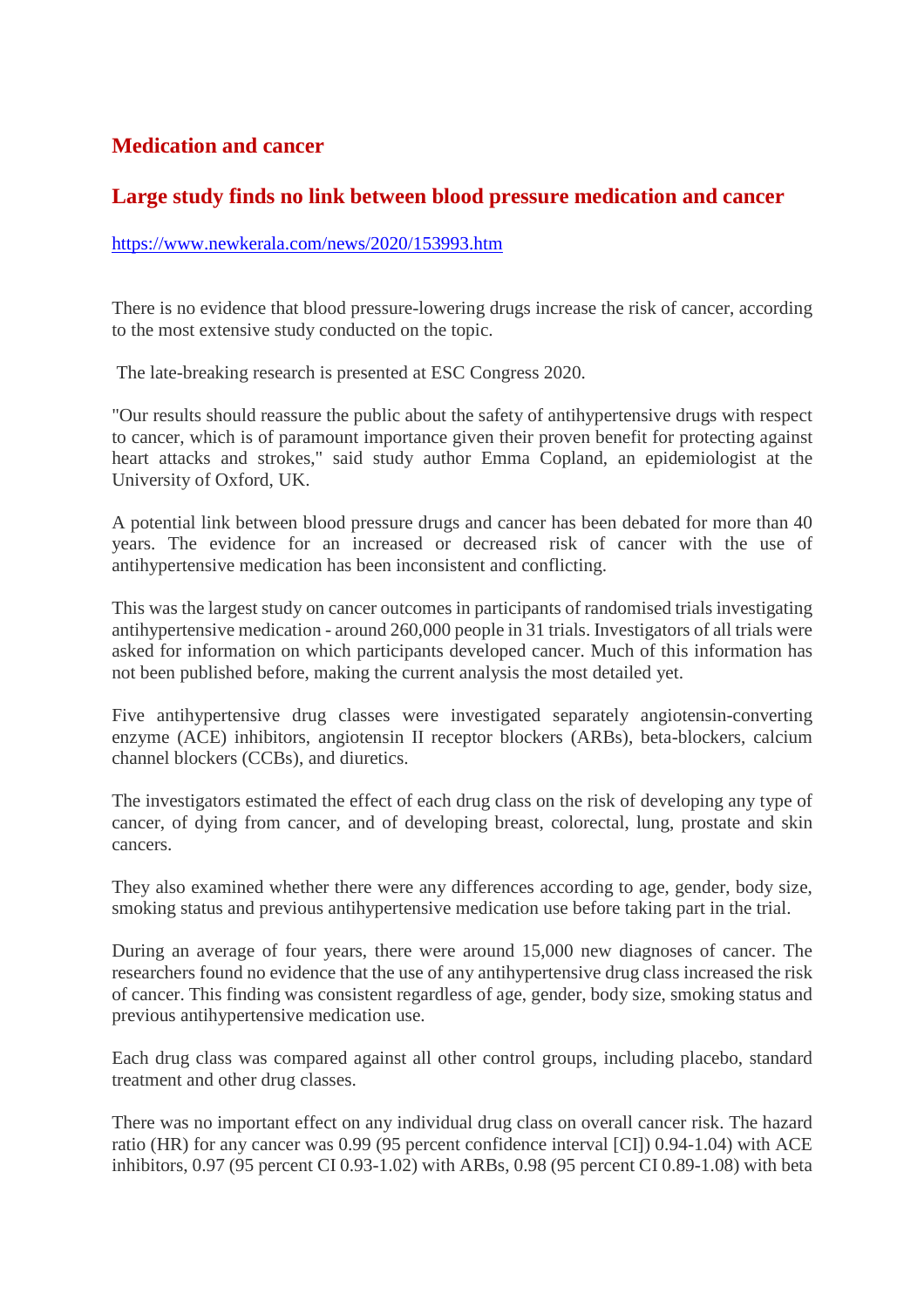## Medication and cancer

## Large study finds no link between blood pressure medication and cancer

https://www.newkerala.com/news/2020/153993.htm

There is no evidence that blood pressure-lowering drugs increase the risk of cancer, according to the most extensive study conducted on the topic.

The late-breaking research is presented at ESC Congress 2020.

"Our results should reassure the public about the safety of antihypertensive drugs with respect to cancer, which is of paramount importance given their proven benefit for protecting against heart attacks and strokes," said study author Emma Copland, an epidemiologist at the University of Oxford, UK.

A potential link between blood pressure drugs and cancer has been debated for more than 40 years. The evidence for an increased or decreased risk of cancer with the use of antihypertensive medication has been inconsistent and conflicting.

This was the largest study on cancer outcomes in participants of randomised trials investigating antihypertensive medication - around 260,000 people in 31 trials. Investigators of all trials were asked for information on which participants developed cancer. Much of this information has not been published before, making the current analysis the most detailed yet.

Five antihypertensive drug classes were investigated separately angiotensin-converting enzyme (ACE) inhibitors, angiotensin II receptor blockers (ARBs), beta-blockers, calcium channel blockers (CCBs), and diuretics.

The investigators estimated the effect of each drug class on the risk of developing any type of cancer, of dying from cancer, and of developing breast, colorectal, lung, prostate and skin cancers.

They also examined whether there were any differences according to age, gender, body size, smoking status and previous antihypertensive medication use before taking part in the trial.

During an average of four years, there were around 15,000 new diagnoses of cancer. The researchers found no evidence that the use of any antihypertensive drug class increased the risk of cancer. This finding was consistent regardless of age, gender, body size, smoking status and previous antihypertensive medication use.

Each drug class was compared against all other control groups, including placebo, standard treatment and other drug classes.

There was no important effect on any individual drug class on overall cancer risk. The hazard ratio (HR) for any cancer was 0.99 (95 percent confidence interval [CI]) 0.94-1.04) with ACE inhibitors, 0.97 (95 percent CI 0.93-1.02) with ARBs, 0.98 (95 percent CI 0.89-1.08) with beta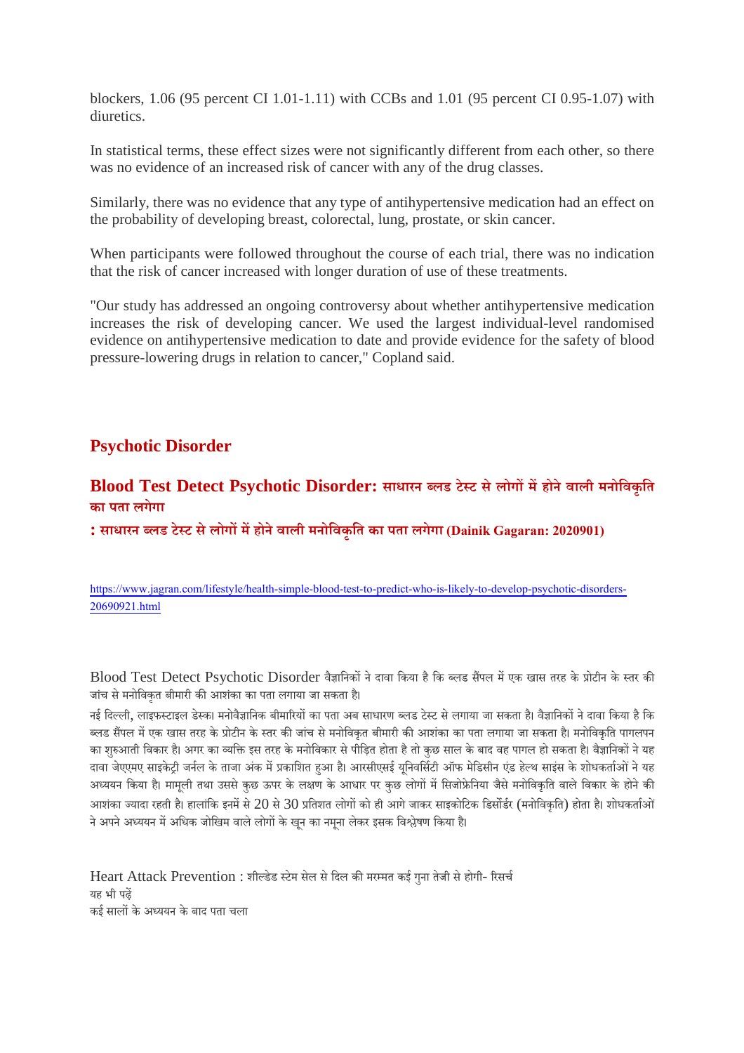blockers, 1.06 (95 percent CI 1.01-1.11) with CCBs and 1.01 (95 percent CI 0.95-1.07) with diuretics.

In statistical terms, these effect sizes were not significantly different from each other, so there was no evidence of an increased risk of cancer with any of the drug classes.

Similarly, there was no evidence that any type of antihypertensive medication had an effect on the probability of developing breast, colorectal, lung, prostate, or skin cancer.

When participants were followed throughout the course of each trial, there was no indication that the risk of cancer increased with longer duration of use of these treatments.

"Our study has addressed an ongoing controversy about whether antihypertensive medication increases the risk of developing cancer. We used the largest individual-level randomised evidence on antihypertensive medication to date and provide evidence for the safety of blood pressure-lowering drugs in relation to cancer," Copland said.

## Psychotic Disorder

### Blood Test Detect Psychotic Disorder: साधारन ब्लड टेस्ट से लोगों में होने वाली मनोविकृति का पता लगेगा

**: साधारन ब्लड टेस्ट से लोगों में होने वाली मनोविकृति का पता लगेगा (Dainik Gagaran: 2020901)**

https://www.jagran.com/lifestyle/health-simple-blood-test-to-predict-who-is-likely-to-develop-psychotic-disorders-20690921.html

Blood Test Detect Psychotic Disorder वैज्ञानिकों ने दावा किया है कि ब्लड सैंपल में एक खास तरह के प्रोटीन के स्तर की जांच से मनोविकृत बीमारी की आशंका का पता लगाया जा सकता है।

नई दिल्ली, लाइफस्टाइल डेस्क। मनोवैज्ञानिक बीमारियों का पता अब साधारण ब्लड टेस्ट से लगाया जा सकता है। वैज्ञानिकों ने दावा किया है कि ब्लड सैंपल में एक खास तरह के प्रोटीन के स्तर की जांच से मनोविकृत बीमारी की आशंका का पता लगाया जा सकता है। मनोविकृति पागलपन का शुरुआती विकार है। अगर का व्यक्ति इस तरह के मनोविकार से पीड़ित होता है तो कुछ साल के बाद वह पागल हो सकता है। वैज्ञानिकों ने यह दावा जेएएमए साइकेट्री जर्नल के ताजा अंक में प्रकाशित हुआ है। आरसीएसई यूनिवर्सिटी ऑफ मेडिसीन एंड हेल्थ साइंस के शोधकर्ताओं ने यह अध्ययन किया है। मामूली तथा उससे कुछ ऊपर के लक्षण के आधार पर कुछ लोगों में सिजोफ्रेनिया जैसे मनोविकृति वाले विकार के होने की आशंका ज्यादा रहती है। हालांकि इनमें से 20 से 30 प्रतिशत लोगों को ही आगे जाकर साइकोटिक डिसोर्डर (मनोविकृति) होता है। शोधकर्ताओं ने अपने अध्ययन में अधिक जोखिम वाले लोगों के खून का नमूना लेकर इसक विश्लेषण किया है।

Heart Attack Prevention : शील्डेड स्टेम सेल से दिल की मरम्मत कई गुना तेजी से होगी- रिसर्च
यह भी पढ़ें
कई सालों के अध्ययन के बाद पता चला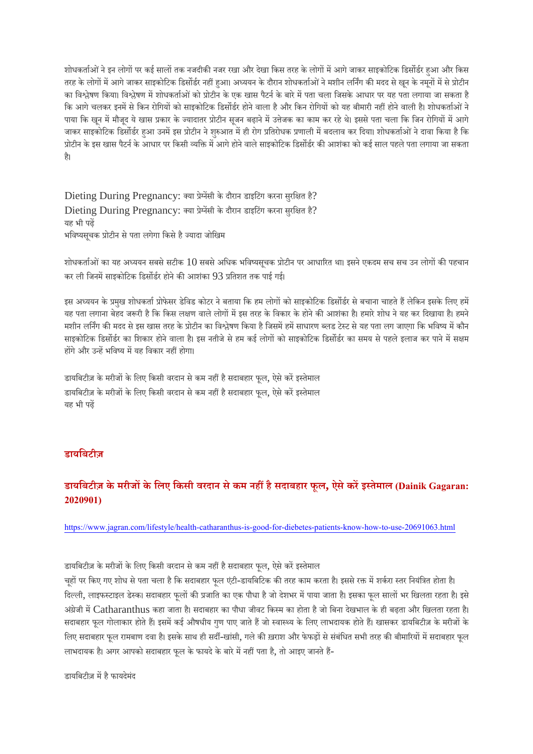शोधकर्ताओं ने इन लोगों पर कई सालों तक नजदीकी नजर रखा और देखा किस तरह के लोगों में आगे जाकर साइकोटिक डिर्सोर्डर हुआ और किस तरह के लोगों में आगे जाकर साइकोटिक डिर्सोर्डर नहीं हुआ। अध्ययन के दौरान शोधकर्ताओं ने मशीन लर्निंग की मदद से खून के नमूनों में से प्रोटीन का विश्लेषण किया। विश्लेषण में शोधकर्ताओं को प्रोटीन के एक खास पैटर्न के बारे में पता चला जिसके आधार पर यह पता लगाया जा सकता है कि आगे चलकर इनमें से किन रोगियों को साइकोटिक डिर्सोर्डर होने वाला है और किन रोगियों को यह बीमारी नहीं होने वाली है। शोधकर्ताओं ने पाया कि खून में मौजूद ये खास प्रकार के ज्यादातर प्रोटीन सूजन बढ़ाने में उत्तेजक का काम कर रहे थे। इससे पता चला कि जिन रोगियों में आगे जाकर साइकोटिक डिर्सोर्डर हुआ उनमें इस प्रोटीन ने शुरुआत में ही रोग प्रतिरोधक प्रणाली में बदलाव कर दिया। शोधकर्ताओं ने दावा किया है कि प्रोटीन के इस खास पैटर्न के आधार पर किसी व्यक्ति में आगे होने वाले साइकोटिक डिर्सोर्डर की आशंका को कई साल पहले पता लगाया जा सकता है।

Dieting During Pregnancy: क्या प्रेग्नेंसी के दौरान डाइटिंग करना सुरक्षित है?
Dieting During Pregnancy: क्या प्रेग्नेंसी के दौरान डाइटिंग करना सुरक्षित है?
यह भी पढ़ें
भविष्यसूचक प्रोटीन से पता लगेगा किसे है ज्यादा जोखिम

शोधकर्ताओं का यह अध्ययन सबसे सटीक 10 सबसे अधिक भविष्यसूचक प्रोटीन पर आधारित था। इसने एकदम सच सच उन लोगों की पहचान कर ली जिनमें साइकोटिक डिर्सोर्डर होने की आशंका 93 प्रतिशत तक पाई गई।

इस अध्ययन के प्रमुख शोधकर्ता प्रोफेसर डेविड कोटर ने बताया कि हम लोगों को साइकोटिक डिर्सोर्डर से बचाना चाहते हैं लेकिन इसके लिए हमें यह पता लगाना बेहद जरूरी है कि किस लक्षण वाले लोगों में इस तरह के विकार के होने की आशंका है। हमारे शोध ने यह कर दिखाया है। हमने मशीन लर्निंग की मदद से इस खास तरह के प्रोटीन का विश्लेषण किया है जिसमें हमें साधारण ब्लड टेस्ट से यह पता लग जाएगा कि भविष्य में कौन साइकोटिक डिर्सोर्डर का शिकार होने वाला है। इस नतीजे से हम कई लोगों को साइकोटिक डिर्सोर्डर का समय से पहले इलाज कर पाने में सक्षम होंगे और उन्हें भविष्य में यह विकार नहीं होगा।

डायबिटीज़ के मरीजों के लिए किसी वरदान से कम नहीं है सदाबहार फूल, ऐसे करें इस्तेमाल
डायबिटीज़ के मरीजों के लिए किसी वरदान से कम नहीं है सदाबहार फूल, ऐसे करें इस्तेमाल
यह भी पढ़ें

## डायबिटीज़

### डायबिटीज़ के मरीजों के लिए किसी वरदान से कम नहीं है सदाबहार फूल, ऐसे करें इस्तेमाल (Dainik Gagaran: 2020901)

https://www.jagran.com/lifestyle/health-catharanthus-is-good-for-diebetes-patients-know-how-to-use-20691063.html

डायबिटीज़ के मरीजों के लिए किसी वरदान से कम नहीं है सदाबहार फूल, ऐसे करें इस्तेमाल
चूहों पर किए गए शोध से पता चला है कि सदाबहार फूल एंटी-डायबिटिक की तरह काम करता है। इससे रक्त में शर्करा स्तर नियंत्रित होता है।
दिल्ली, लाइफस्टाइल डेस्क। सदाबहार फूलों की प्रजाति का एक पौधा है जो देशभर में पाया जाता है। इसका फूल सालों भर खिलता रहता है। इसे अंग्रेजी में Catharanthus कहा जाता है। सदाबहार का पौधा जीवट किस्म का होता है जो बिना देखभाल के ही बढ़ता और खिलता रहता है। सदाबहार फूल गोलाकार होते हैं। इसमें कई औषधीय गुण पाए जाते हैं जो स्वास्थ्य के लिए लाभदायक होते हैं। खासकर डायबिटीज़ के मरीजों के लिए सदाबहार फूल रामबाण दवा है। इसके साथ ही सर्दी-खांसी, गले की ख़राश और फेफड़ों से संबंधित सभी तरह की बीमारियों में सदाबहार फूल लाभदायक है। अगर आपको सदाबहार फूल के फायदे के बारे में नहीं पता है, तो आइए जानते हैं-

डायबिटीज़ में है फायदेमंद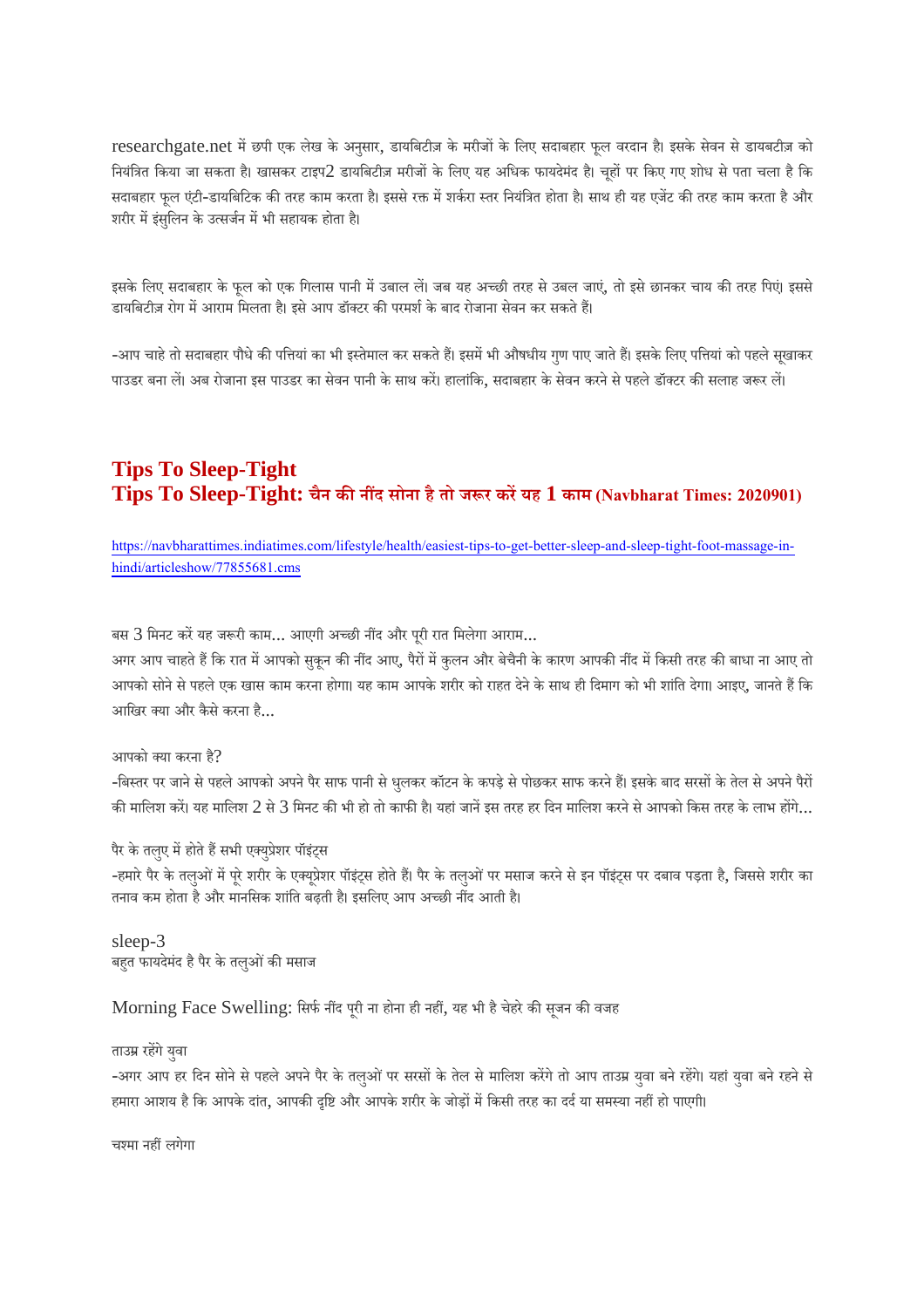researchgate.net में छपी एक लेख के अनुसार, डायबिटीज़ के मरीजों के लिए सदाबहार फूल वरदान है। इसके सेवन से डायबटीज़ को नियंत्रित किया जा सकता है। खासकर टाइप2 डायबिटीज़ मरीजों के लिए यह अधिक फायदेमंद है। चूहों पर किए गए शोध से पता चला है कि सदाबहार फूल एंटी-डायबिटिक की तरह काम करता है। इससे रक्त में शर्करा स्तर नियंत्रित होता है। साथ ही यह एजेंट की तरह काम करता है और शरीर में इंसुलिन के उत्सर्जन में भी सहायक होता है।

इसके लिए सदाबहार के फूल को एक गिलास पानी में उबाल लें। जब यह अच्छी तरह से उबल जाएं, तो इसे छानकर चाय की तरह पिएं। इससे डायबिटीज़ रोग में आराम मिलता है। इसे आप डॉक्टर की परमर्श के बाद रोजाना सेवन कर सकते हैं।

-आप चाहे तो सदाबहार पौधे की पत्तियां का भी इस्तेमाल कर सकते हैं। इसमें भी औषधीय गुण पाए जाते हैं। इसके लिए पत्तियां को पहले सूखाकर पाउडर बना लें। अब रोजाना इस पाउडर का सेवन पानी के साथ करें। हालांकि, सदाबहार के सेवन करने से पहले डॉक्टर की सलाह जरूर लें।

## Tips To Sleep-Tight
## Tips To Sleep-Tight: चैन की नींद सोना है तो जरूर करें यह 1 काम (Navbharat Times: 2020901)

https://navbharattimes.indiatimes.com/lifestyle/health/easiest-tips-to-get-better-sleep-and-sleep-tight-foot-massage-in-hindi/articleshow/77855681.cms

बस 3 मिनट करें यह जरूरी काम... आएगी अच्छी नींद और पूरी रात मिलेगा आराम...
अगर आप चाहते हैं कि रात में आपको सुकून की नींद आए, पैरों में कुलन और बेचैनी के कारण आपकी नींद में किसी तरह की बाधा ना आए तो आपको सोने से पहले एक खास काम करना होगा। यह काम आपके शरीर को राहत देने के साथ ही दिमाग को भी शांति देगा। आइए, जानते हैं कि आखिर क्या और कैसे करना है...

आपको क्या करना है?
-बिस्तर पर जाने से पहले आपको अपने पैर साफ पानी से धुलकर कॉटन के कपड़े से पोछकर साफ करने हैं। इसके बाद सरसों के तेल से अपने पैरों की मालिश करें। यह मालिश 2 से 3 मिनट की भी हो तो काफी है। यहां जानें इस तरह हर दिन मालिश करने से आपको किस तरह के लाभ होंगे...

पैर के तलुए में होते हैं सभी एक्युप्रेशर पॉइंट्स
-हमारे पैर के तलुओं में पूरे शरीर के एक्यूप्रेशर पॉइंट्स होते हैं। पैर के तलुओं पर मसाज करने से इन पॉइंट्स पर दबाव पड़ता है, जिससे शरीर का तनाव कम होता है और मानसिक शांति बढ़ती है। इसलिए आप अच्छी नींद आती है।

sleep-3
बहुत फायदेमंद है पैर के तलुओं की मसाज

Morning Face Swelling: सिर्फ नींद पूरी ना होना ही नहीं, यह भी है चेहरे की सूजन की वजह

ताउम्र रहेंगे युवा
-अगर आप हर दिन सोने से पहले अपने पैर के तलुओं पर सरसों के तेल से मालिश करेंगे तो आप ताउम्र युवा बने रहेंगे। यहां युवा बने रहने से हमारा आशय है कि आपके दांत, आपकी दृष्टि और आपके शरीर के जोड़ों में किसी तरह का दर्द या समस्या नहीं हो पाएगी।

चश्मा नहीं लगेगा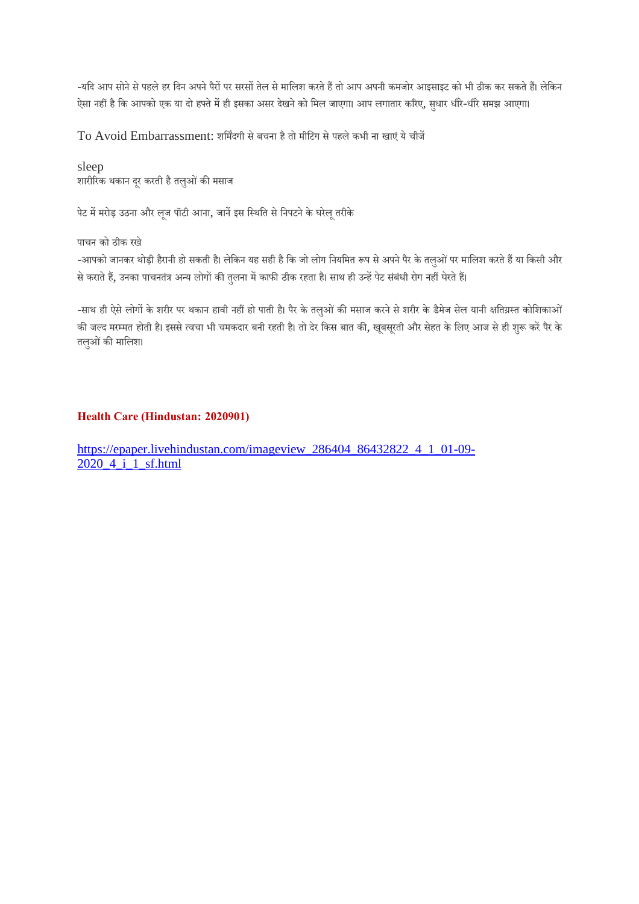-यदि आप सोने से पहले हर दिन अपने पैरों पर सरसों तेल से मालिश करते हैं तो आप अपनी कमजोर आइसाइट को भी ठीक कर सकते हैं। लेकिन ऐसा नहीं है कि आपको एक या दो हफ्ते में ही इसका असर देखने को मिल जाएगा। आप लगातार करिए, सुधार धीरे-धीरे समझ आएगा।

To Avoid Embarrassment: शर्मिंदगी से बचना है तो मीटिंग से पहले कभी ना खाएं ये चीजें

sleep
शारीरिक थकान दूर करती है तलुओं की मसाज

पेट में मरोड़ उठना और लूज पॉटी आना, जानें इस स्थिति से निपटने के घरेलू तरीके

पाचन को ठीक रखे
-आपको जानकर थोड़ी हैरानी हो सकती है। लेकिन यह सही है कि जो लोग नियमित रूप से अपने पैर के तलुओं पर मालिश करते हैं या किसी और से कराते हैं, उनका पाचनतंत्र अन्य लोगों की तुलना में काफी ठीक रहता है। साथ ही उन्हें पेट संबंधी रोग नहीं घेरते हैं।

-साथ ही ऐसे लोगों के शरीर पर थकान हावी नहीं हो पाती है। पैर के तलुओं की मसाज करने से शरीर के डैमेज सेल यानी क्षतिग्रस्त कोशिकाओं की जल्द मरम्मत होती है। इससे त्वचा भी चमकदार बनी रहती है। तो देर किस बात की, खूबसूरती और सेहत के लिए आज से ही शुरू करें पैर के तलुओं की मालिश।

**Health Care (Hindustan: 2020901)**

https://epaper.livehindustan.com/imageview_286404_86432822_4_1_01-09-2020_4_i_1_sf.html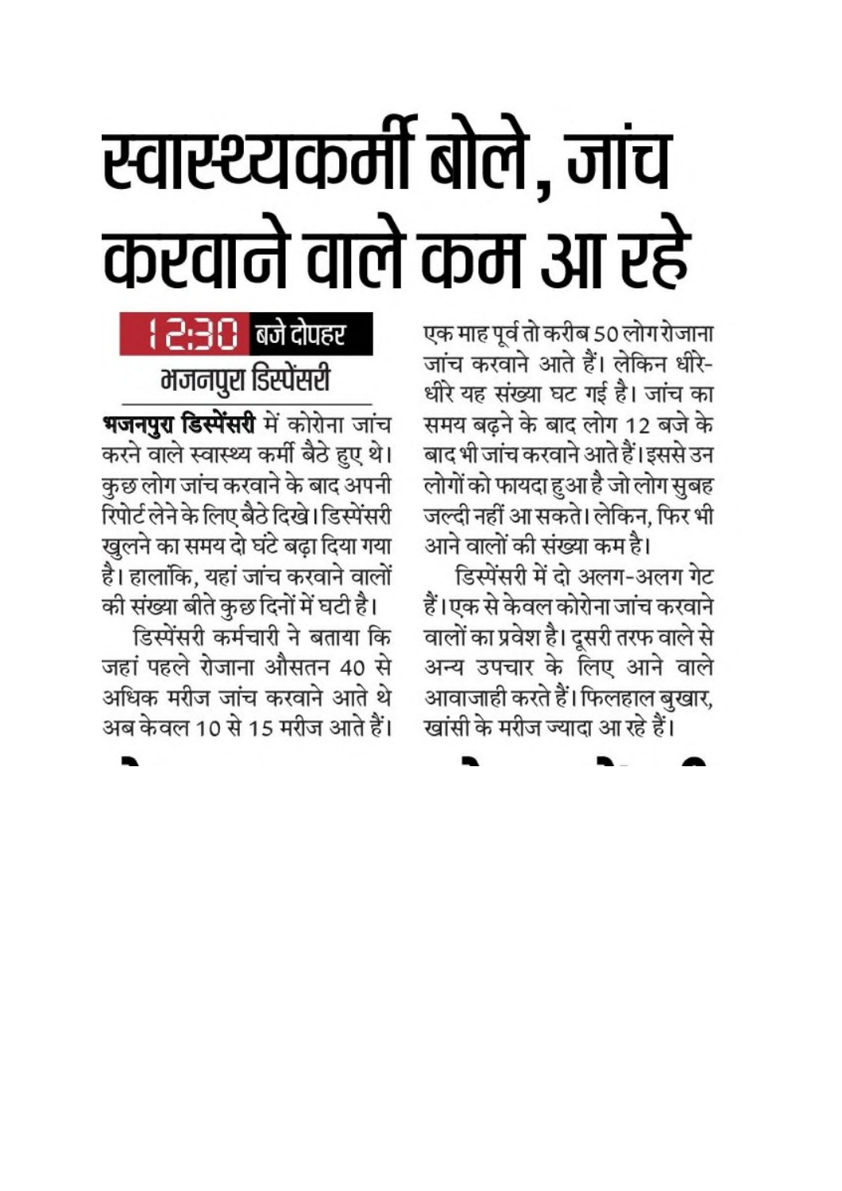# स्वास्थ्यकर्मी बोले, जांच करवाने वाले कम आ रहे

**12:30 बजे दोपहर**

## भजनपुरा डिस्पेंसरी

**भजनपुरा डिस्पेंसरी** में कोरोना जांच करने वाले स्वास्थ्य कर्मी बैठे हुए थे। कुछ लोग जांच करवाने के बाद अपनी रिपोर्ट लेने के लिए बैठे दिखे। डिस्पेंसरी खुलने का समय दो घंटे बढ़ा दिया गया है। हालांकि, यहां जांच करवाने वालों की संख्या बीते कुछ दिनों में घटी है।

डिस्पेंसरी कर्मचारी ने बताया कि जहां पहले रोजाना औसतन 40 से अधिक मरीज जांच करवाने आते थे अब केवल 10 से 15 मरीज आते हैं। एक माह पूर्व तो करीब 50 लोग रोजाना जांच करवाने आते हैं। लेकिन धीरे-धीरे यह संख्या घट गई है। जांच का समय बढ़ने के बाद लोग 12 बजे के बाद भी जांच करवाने आते हैं। इससे उन लोगों को फायदा हुआ है जो लोग सुबह जल्दी नहीं आ सकते। लेकिन, फिर भी आने वालों की संख्या कम है।

डिस्पेंसरी में दो अलग-अलग गेट हैं। एक से केवल कोरोना जांच करवाने वालों का प्रवेश है। दूसरी तरफ वाले से अन्य उपचार के लिए आने वाले आवाजाही करते हैं। फिलहाल बुखार, खांसी के मरीज ज्यादा आ रहे हैं।